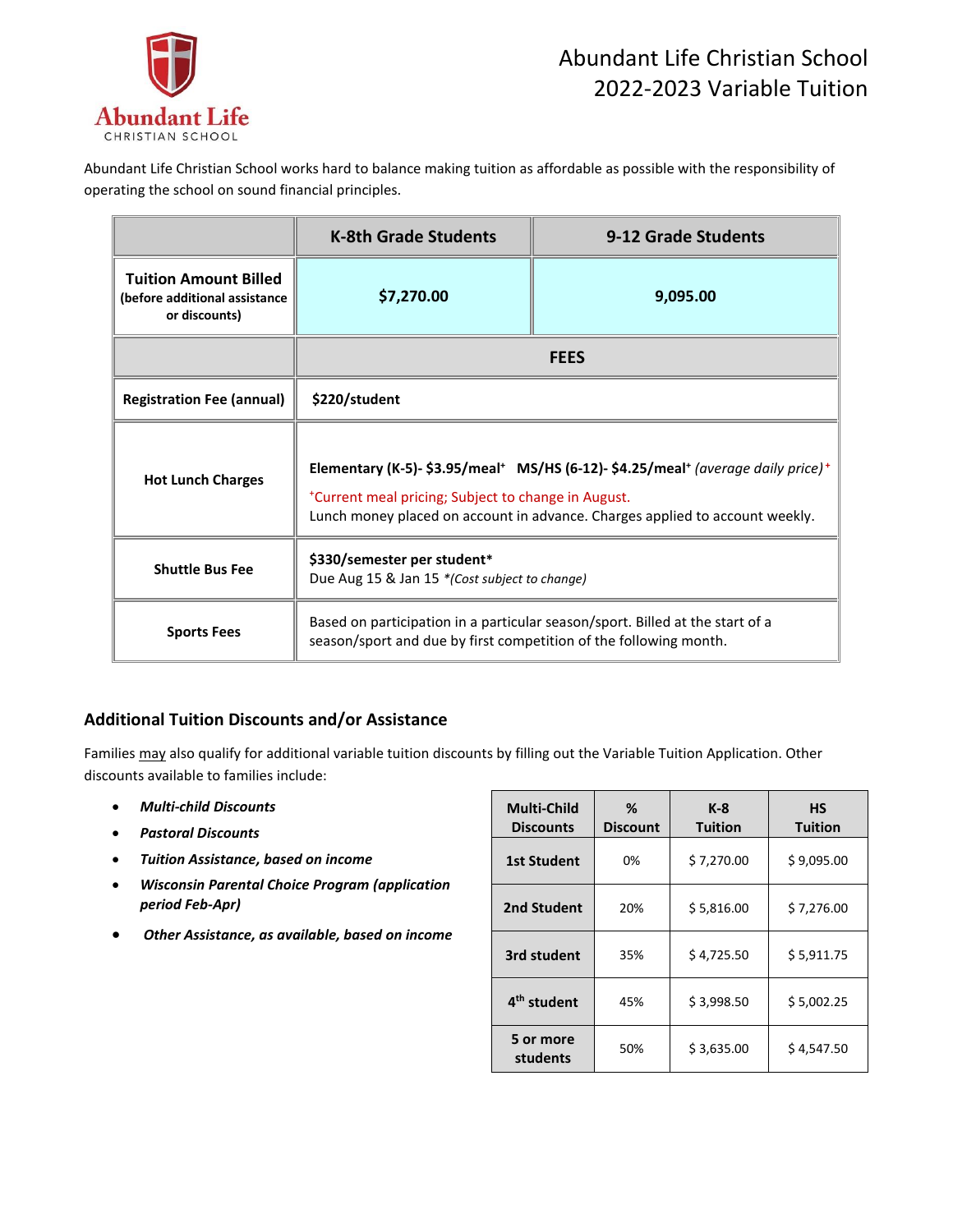# Abundant Life Christian School 2022-2023 Variable Tuition

Abundant Life Christian School works hard to balance making tuition as affordable as possible with the responsibility of operating the school on sound financial principles.

| | K-8th Grade Students | 9-12 Grade Students |
|---|---|---|
| **Tuition Amount Billed** (before additional assistance or discounts) | **$7,270.00** | **9,095.00** |
| | **FEES** | |
| **Registration Fee (annual)** | **$220/student** | |
| **Hot Lunch Charges** | **Elementary (K-5)- $3.95/meal⁺ MS/HS (6-12)- $4.25/meal⁺** *(average daily price)⁺*<br>⁺Current meal pricing; Subject to change in August.<br>Lunch money placed on account in advance. Charges applied to account weekly. | |
| **Shuttle Bus Fee** | **$330/semester per student***<br>Due Aug 15 & Jan 15 *\*(Cost subject to change)* | |
| **Sports Fees** | Based on participation in a particular season/sport. Billed at the start of a season/sport and due by first competition of the following month. | |

## Additional Tuition Discounts and/or Assistance

Families may also qualify for additional variable tuition discounts by filling out the Variable Tuition Application. Other discounts available to families include:

- ***Multi-child Discounts***
- ***Pastoral Discounts***
- ***Tuition Assistance, based on income***
- ***Wisconsin Parental Choice Program (application period Feb-Apr)***
- ***Other Assistance, as available, based on income***

| Multi-Child Discounts | % Discount | K-8 Tuition | HS Tuition |
|---|---|---|---|
| **1st Student** | 0% | $ 7,270.00 | $ 9,095.00 |
| **2nd Student** | 20% | $ 5,816.00 | $ 7,276.00 |
| **3rd student** | 35% | $ 4,725.50 | $ 5,911.75 |
| **4th student** | 45% | $ 3,998.50 | $ 5,002.25 |
| **5 or more students** | 50% | $ 3,635.00 | $ 4,547.50 |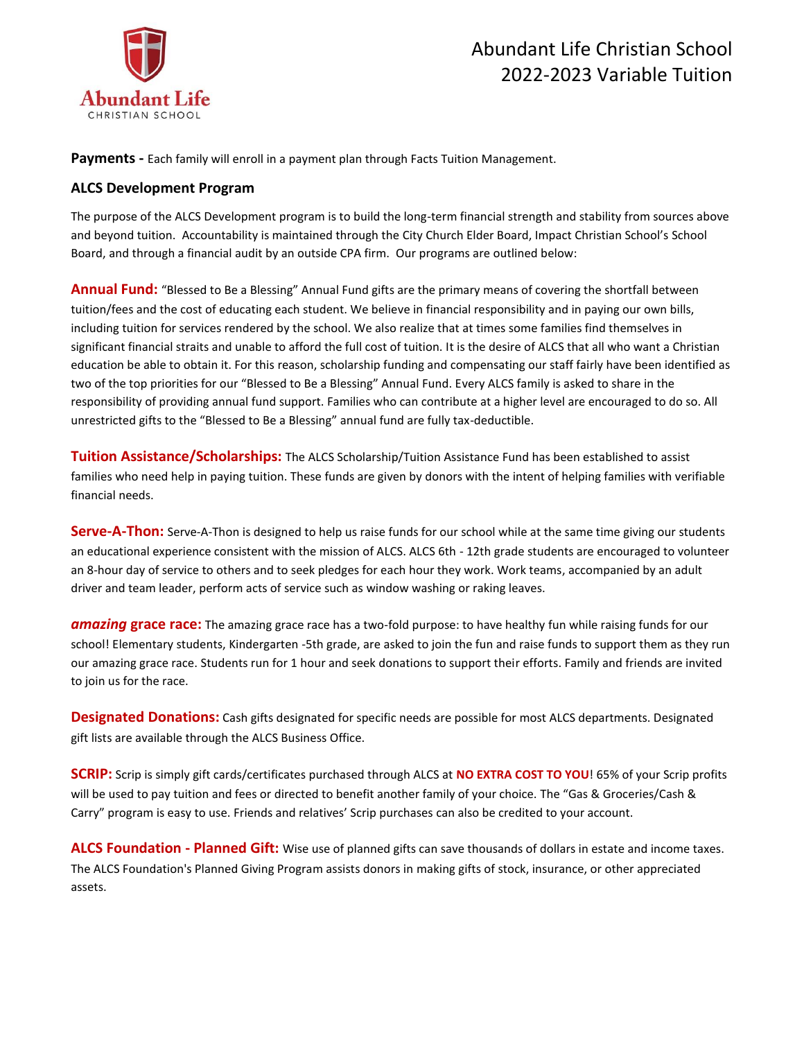# Abundant Life Christian School 2022-2023 Variable Tuition

**Payments -** Each family will enroll in a payment plan through Facts Tuition Management.

## ALCS Development Program

The purpose of the ALCS Development program is to build the long-term financial strength and stability from sources above and beyond tuition. Accountability is maintained through the City Church Elder Board, Impact Christian School's School Board, and through a financial audit by an outside CPA firm. Our programs are outlined below:

**Annual Fund:** "Blessed to Be a Blessing" Annual Fund gifts are the primary means of covering the shortfall between tuition/fees and the cost of educating each student. We believe in financial responsibility and in paying our own bills, including tuition for services rendered by the school. We also realize that at times some families find themselves in significant financial straits and unable to afford the full cost of tuition. It is the desire of ALCS that all who want a Christian education be able to obtain it. For this reason, scholarship funding and compensating our staff fairly have been identified as two of the top priorities for our "Blessed to Be a Blessing" Annual Fund. Every ALCS family is asked to share in the responsibility of providing annual fund support. Families who can contribute at a higher level are encouraged to do so. All unrestricted gifts to the "Blessed to Be a Blessing" annual fund are fully tax-deductible.

**Tuition Assistance/Scholarships:** The ALCS Scholarship/Tuition Assistance Fund has been established to assist families who need help in paying tuition. These funds are given by donors with the intent of helping families with verifiable financial needs.

**Serve-A-Thon:** Serve-A-Thon is designed to help us raise funds for our school while at the same time giving our students an educational experience consistent with the mission of ALCS. ALCS 6th - 12th grade students are encouraged to volunteer an 8-hour day of service to others and to seek pledges for each hour they work. Work teams, accompanied by an adult driver and team leader, perform acts of service such as window washing or raking leaves.

***amazing* grace race:** The amazing grace race has a two-fold purpose: to have healthy fun while raising funds for our school! Elementary students, Kindergarten -5th grade, are asked to join the fun and raise funds to support them as they run our amazing grace race. Students run for 1 hour and seek donations to support their efforts. Family and friends are invited to join us for the race.

**Designated Donations:** Cash gifts designated for specific needs are possible for most ALCS departments. Designated gift lists are available through the ALCS Business Office.

**SCRIP:** Scrip is simply gift cards/certificates purchased through ALCS at **NO EXTRA COST TO YOU**! 65% of your Scrip profits will be used to pay tuition and fees or directed to benefit another family of your choice. The "Gas & Groceries/Cash & Carry" program is easy to use. Friends and relatives' Scrip purchases can also be credited to your account.

**ALCS Foundation - Planned Gift:** Wise use of planned gifts can save thousands of dollars in estate and income taxes. The ALCS Foundation's Planned Giving Program assists donors in making gifts of stock, insurance, or other appreciated assets.